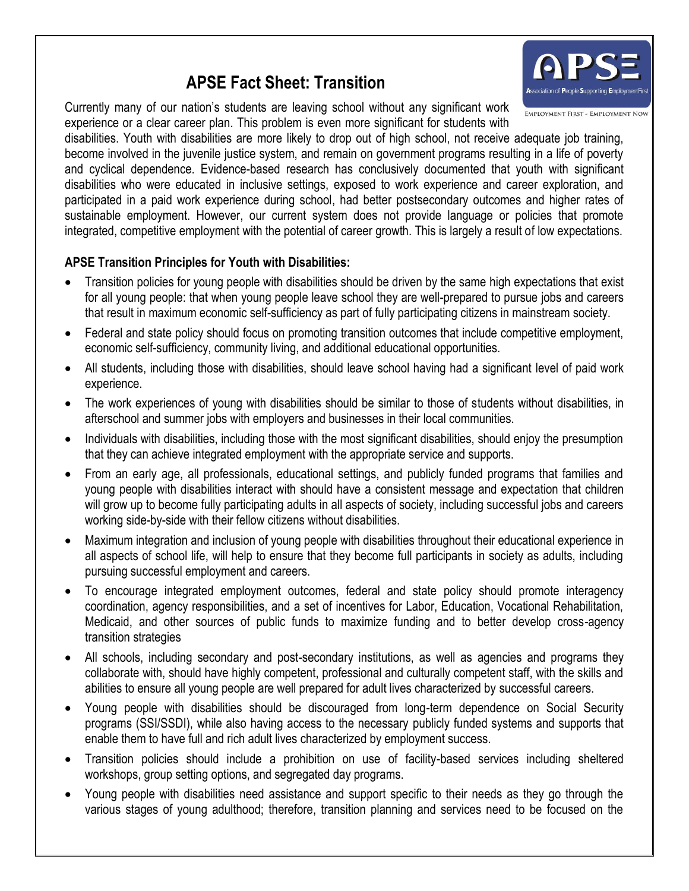# APSE Fact Sheet: Transition

Currently many of our nation's students are leaving school without any significant work experience or a clear career plan. This problem is even more significant for students with disabilities. Youth with disabilities are more likely to drop out of high school, not receive adequate job training, become involved in the juvenile justice system, and remain on government programs resulting in a life of poverty and cyclical dependence. Evidence-based research has conclusively documented that youth with significant disabilities who were educated in inclusive settings, exposed to work experience and career exploration, and participated in a paid work experience during school, had better postsecondary outcomes and higher rates of sustainable employment. However, our current system does not provide language or policies that promote integrated, competitive employment with the potential of career growth. This is largely a result of low expectations.

**APSE Transition Principles for Youth with Disabilities:**

- Transition policies for young people with disabilities should be driven by the same high expectations that exist for all young people: that when young people leave school they are well-prepared to pursue jobs and careers that result in maximum economic self-sufficiency as part of fully participating citizens in mainstream society.
- Federal and state policy should focus on promoting transition outcomes that include competitive employment, economic self-sufficiency, community living, and additional educational opportunities.
- All students, including those with disabilities, should leave school having had a significant level of paid work experience.
- The work experiences of young with disabilities should be similar to those of students without disabilities, in afterschool and summer jobs with employers and businesses in their local communities.
- Individuals with disabilities, including those with the most significant disabilities, should enjoy the presumption that they can achieve integrated employment with the appropriate service and supports.
- From an early age, all professionals, educational settings, and publicly funded programs that families and young people with disabilities interact with should have a consistent message and expectation that children will grow up to become fully participating adults in all aspects of society, including successful jobs and careers working side-by-side with their fellow citizens without disabilities.
- Maximum integration and inclusion of young people with disabilities throughout their educational experience in all aspects of school life, will help to ensure that they become full participants in society as adults, including pursuing successful employment and careers.
- To encourage integrated employment outcomes, federal and state policy should promote interagency coordination, agency responsibilities, and a set of incentives for Labor, Education, Vocational Rehabilitation, Medicaid, and other sources of public funds to maximize funding and to better develop cross-agency transition strategies
- All schools, including secondary and post-secondary institutions, as well as agencies and programs they collaborate with, should have highly competent, professional and culturally competent staff, with the skills and abilities to ensure all young people are well prepared for adult lives characterized by successful careers.
- Young people with disabilities should be discouraged from long-term dependence on Social Security programs (SSI/SSDI), while also having access to the necessary publicly funded systems and supports that enable them to have full and rich adult lives characterized by employment success.
- Transition policies should include a prohibition on use of facility-based services including sheltered workshops, group setting options, and segregated day programs.
- Young people with disabilities need assistance and support specific to their needs as they go through the various stages of young adulthood; therefore, transition planning and services need to be focused on the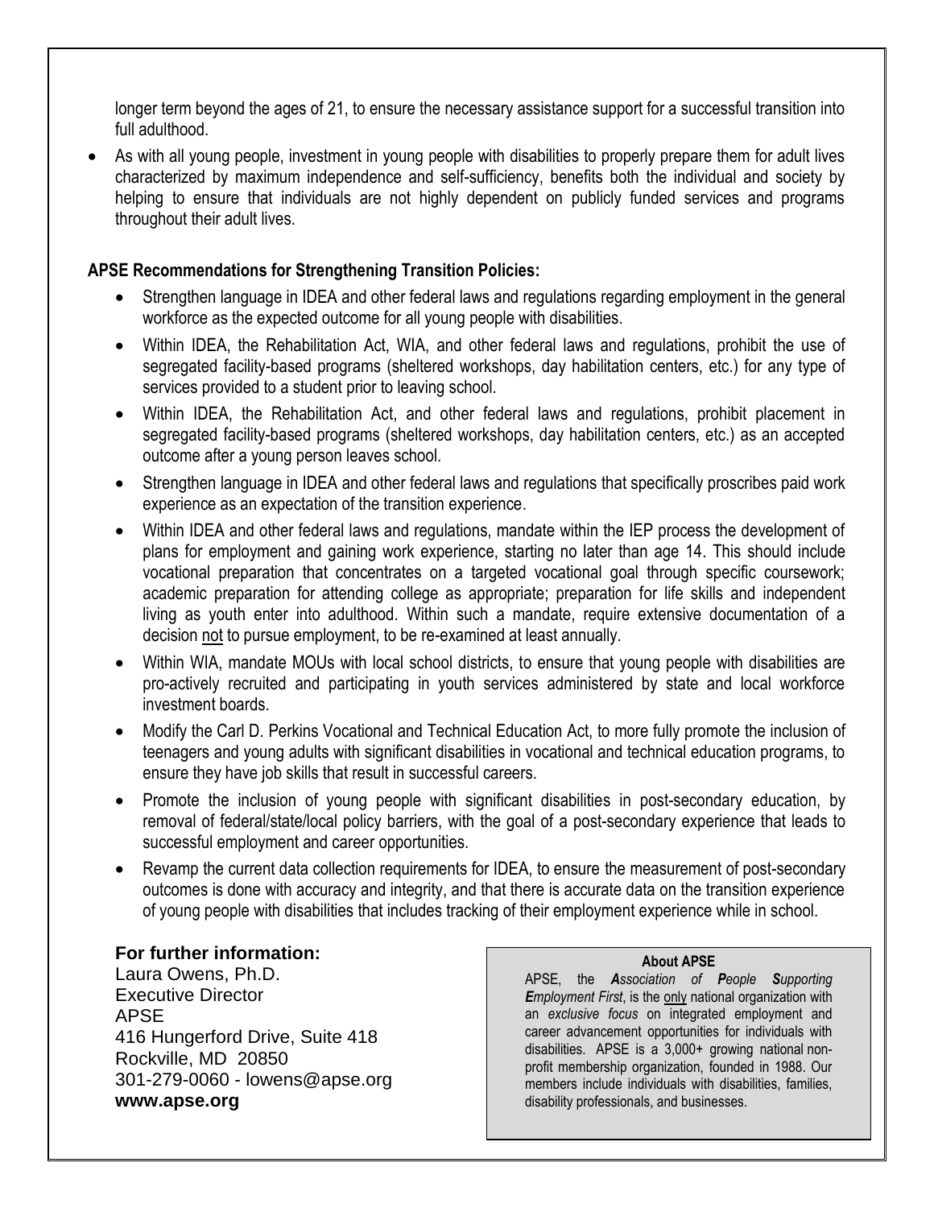longer term beyond the ages of 21, to ensure the necessary assistance support for a successful transition into full adulthood.

- As with all young people, investment in young people with disabilities to properly prepare them for adult lives characterized by maximum independence and self-sufficiency, benefits both the individual and society by helping to ensure that individuals are not highly dependent on publicly funded services and programs throughout their adult lives.

**APSE Recommendations for Strengthening Transition Policies:**

- Strengthen language in IDEA and other federal laws and regulations regarding employment in the general workforce as the expected outcome for all young people with disabilities.
- Within IDEA, the Rehabilitation Act, WIA, and other federal laws and regulations, prohibit the use of segregated facility-based programs (sheltered workshops, day habilitation centers, etc.) for any type of services provided to a student prior to leaving school.
- Within IDEA, the Rehabilitation Act, and other federal laws and regulations, prohibit placement in segregated facility-based programs (sheltered workshops, day habilitation centers, etc.) as an accepted outcome after a young person leaves school.
- Strengthen language in IDEA and other federal laws and regulations that specifically proscribes paid work experience as an expectation of the transition experience.
- Within IDEA and other federal laws and regulations, mandate within the IEP process the development of plans for employment and gaining work experience, starting no later than age 14. This should include vocational preparation that concentrates on a targeted vocational goal through specific coursework; academic preparation for attending college as appropriate; preparation for life skills and independent living as youth enter into adulthood. Within such a mandate, require extensive documentation of a decision <u>not</u> to pursue employment, to be re-examined at least annually.
- Within WIA, mandate MOUs with local school districts, to ensure that young people with disabilities are pro-actively recruited and participating in youth services administered by state and local workforce investment boards.
- Modify the Carl D. Perkins Vocational and Technical Education Act, to more fully promote the inclusion of teenagers and young adults with significant disabilities in vocational and technical education programs, to ensure they have job skills that result in successful careers.
- Promote the inclusion of young people with significant disabilities in post-secondary education, by removal of federal/state/local policy barriers, with the goal of a post-secondary experience that leads to successful employment and career opportunities.
- Revamp the current data collection requirements for IDEA, to ensure the measurement of post-secondary outcomes is done with accuracy and integrity, and that there is accurate data on the transition experience of young people with disabilities that includes tracking of their employment experience while in school.

**For further information:**
Laura Owens, Ph.D.
Executive Director
APSE
416 Hungerford Drive, Suite 418
Rockville, MD 20850
301-279-0060 - lowens@apse.org
**www.apse.org**

**About APSE**

APSE, the ***A**ssociation of **P**eople **S**upporting **E**mployment First*, is the <u>only</u> national organization with an *exclusive focus* on integrated employment and career advancement opportunities for individuals with disabilities. APSE is a 3,000+ growing national non-profit membership organization, founded in 1988. Our members include individuals with disabilities, families, disability professionals, and businesses.